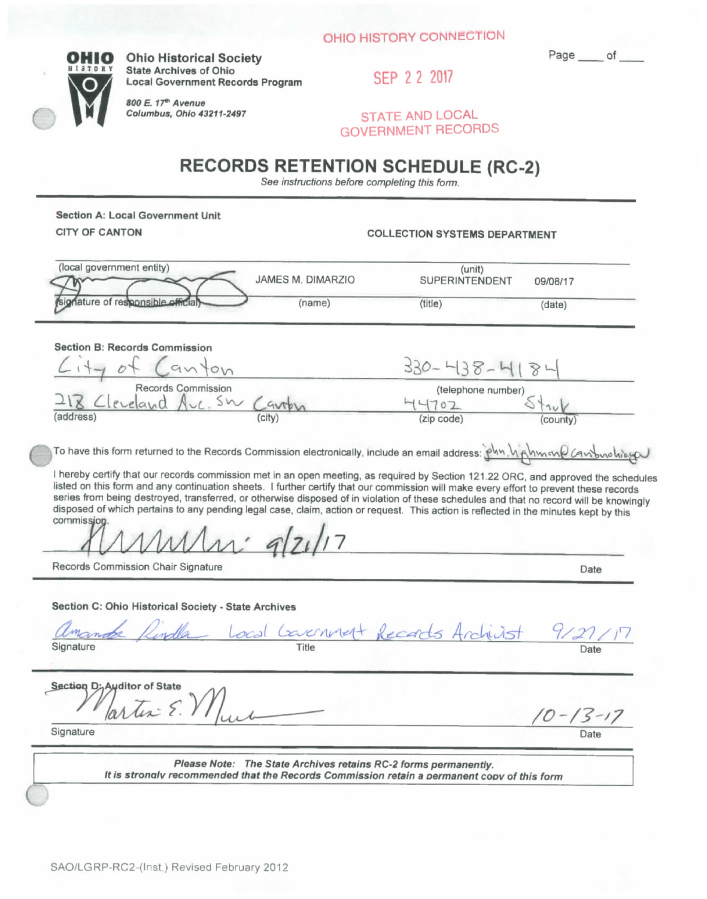OHIO HISTORY CONNECTION

**Ohio Historical Society**
**State Archives of Ohio**
**Local Government Records Program**

*800 E. 17th Avenue*
*Columbus, Ohio 43211-2497*

SEP 22 2017

STATE AND LOCAL GOVERNMENT RECORDS

Page ____ of ____

# RECORDS RETENTION SCHEDULE (RC-2)

*See instructions before completing this form.*

**Section A: Local Government Unit**

| CITY OF CANTON | | COLLECTION SYSTEMS DEPARTMENT | |
|---|---|---|---|
| (local government entity) | | (unit) | |
| [signature] | JAMES M. DIMARZIO | SUPERINTENDENT | 09/08/17 |
| signature of responsible official | (name) | (title) | (date) |

**Section B: Records Commission**

| City of Canton | | 330-438-4184 | |
|---|---|---|---|
| Records Commission | | (telephone number) | |
| 218 Cleveland Ave. SW | Canton | 44702 | Stark |
| (address) | (city) | (zip code) | (county) |

To have this form returned to the Records Commission electronically, include an email address: john.highman@cantonohio.gov

I hereby certify that our records commission met in an open meeting, as required by Section 121.22 ORC, and approved the schedules listed on this form and any continuation sheets. I further certify that our commission will make every effort to prevent these records series from being destroyed, transferred, or otherwise disposed of in violation of these schedules and that no record will be knowingly disposed of which pertains to any pending legal case, claim, action or request. This action is reflected in the minutes kept by this commission.

[signature] 9/21/17

Records Commission Chair Signature | Date

**Section C: Ohio Historical Society - State Archives**

| Amanda Rindler | Local Government Records Archivist | 9/27/17 |
|---|---|---|
| Signature | Title | Date |

**Section D: Auditor of State**

| Martin E. [signature] | 10-13-17 |
|---|---|
| Signature | Date |

***Please Note:** The State Archives retains RC-2 forms permanently.*
*It is strongly recommended that the Records Commission retain a permanent copy of this form*

SAO/LGRP-RC2-(Inst.) Revised February 2012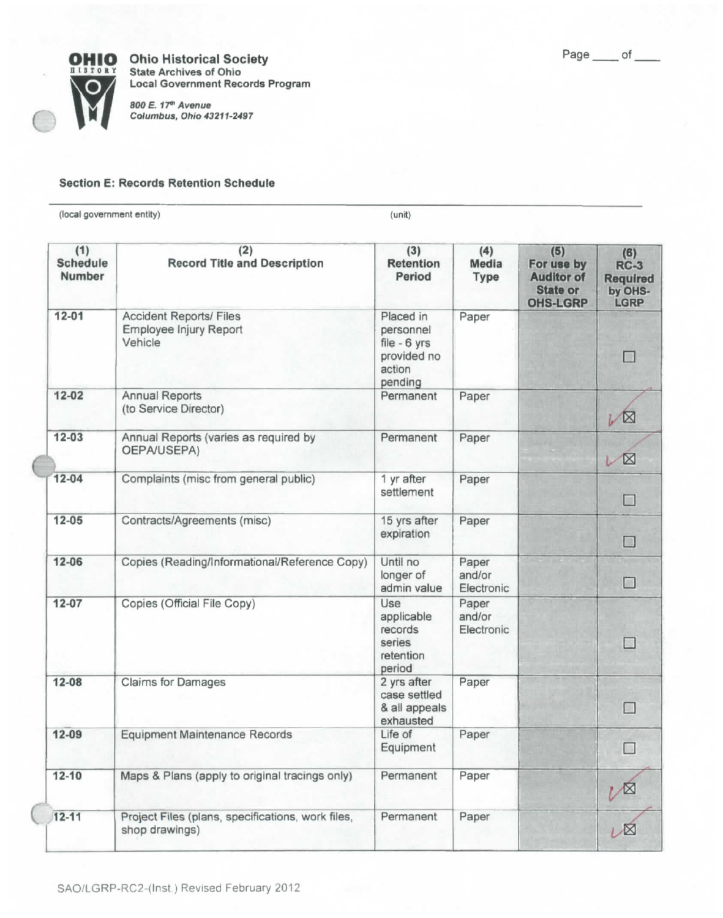**Ohio Historical Society**
State Archives of Ohio
Local Government Records Program

*800 E. 17th Avenue*
*Columbus, Ohio 43211-2497*

Page ____ of ____

### Section E: Records Retention Schedule

(local government entity) (unit)

| (1) Schedule Number | (2) Record Title and Description | (3) Retention Period | (4) Media Type | (5) For use by Auditor of State or OHS-LGRP | (6) RC-3 Required by OHS-LGRP |
|---|---|---|---|---|---|
| 12-01 | Accident Reports/ Files Employee Injury Report Vehicle | Placed in personnel file - 6 yrs provided no action pending | Paper | | ☐ |
| 12-02 | Annual Reports (to Service Director) | Permanent | Paper | | ☒ ✓ |
| 12-03 | Annual Reports (varies as required by OEPA/USEPA) | Permanent | Paper | | ☒ ✓ |
| 12-04 | Complaints (misc from general public) | 1 yr after settlement | Paper | | ☐ |
| 12-05 | Contracts/Agreements (misc) | 15 yrs after expiration | Paper | | ☐ |
| 12-06 | Copies (Reading/Informational/Reference Copy) | Until no longer of admin value | Paper and/or Electronic | | ☐ |
| 12-07 | Copies (Official File Copy) | Use applicable records series retention period | Paper and/or Electronic | | ☐ |
| 12-08 | Claims for Damages | 2 yrs after case settled & all appeals exhausted | Paper | | ☐ |
| 12-09 | Equipment Maintenance Records | Life of Equipment | Paper | | ☐ |
| 12-10 | Maps & Plans (apply to original tracings only) | Permanent | Paper | | ☒ ✓ |
| 12-11 | Project Files (plans, specifications, work files, shop drawings) | Permanent | Paper | | ☒ ✓ |

SAO/LGRP-RC2-(Inst.) Revised February 2012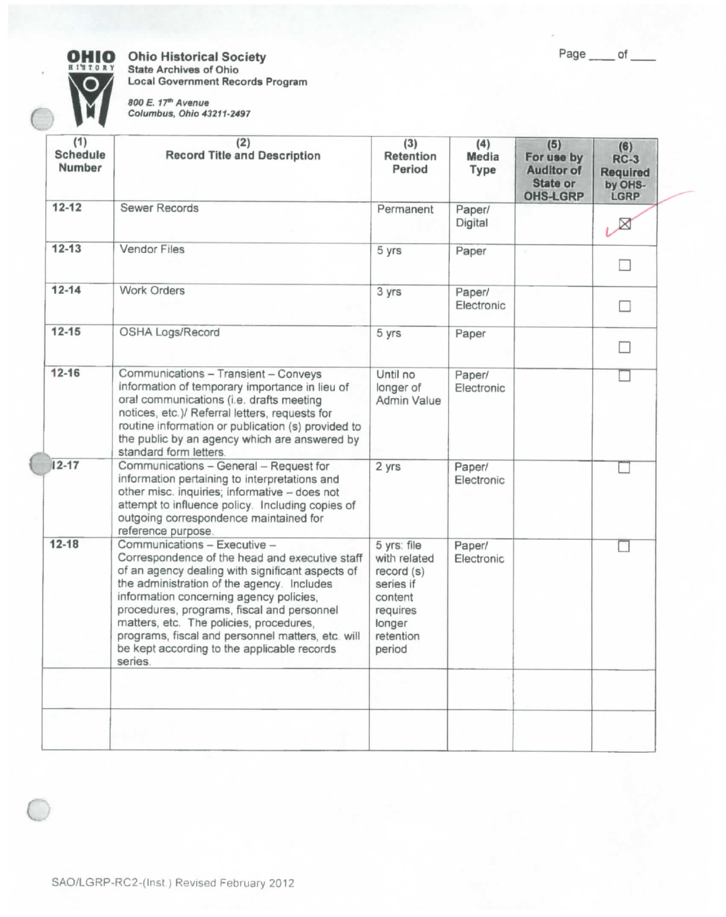**Ohio Historical Society**
State Archives of Ohio
Local Government Records Program

*800 E. 17th Avenue*
*Columbus, Ohio 43211-2497*

Page ____ of ____

| (1) Schedule Number | (2) Record Title and Description | (3) Retention Period | (4) Media Type | (5) For use by Auditor of State or OHS-LGRP | (6) RC-3 Required by OHS-LGRP |
|---|---|---|---|---|---|
| 12-12 | Sewer Records | Permanent | Paper/ Digital | | ☒ ✓ |
| 12-13 | Vendor Files | 5 yrs | Paper | | ☐ |
| 12-14 | Work Orders | 3 yrs | Paper/ Electronic | | ☐ |
| 12-15 | OSHA Logs/Record | 5 yrs | Paper | | ☐ |
| 12-16 | Communications – Transient – Conveys information of temporary importance in lieu of oral communications (i.e. drafts meeting notices, etc.)/ Referral letters, requests for routine information or publication (s) provided to the public by an agency which are answered by standard form letters. | Until no longer of Admin Value | Paper/ Electronic | | ☐ |
| 12-17 | Communications – General – Request for information pertaining to interpretations and other misc. inquiries; informative – does not attempt to influence policy. Including copies of outgoing correspondence maintained for reference purpose. | 2 yrs | Paper/ Electronic | | ☐ |
| 12-18 | Communications – Executive – Correspondence of the head and executive staff of an agency dealing with significant aspects of the administration of the agency. Includes information concerning agency policies, procedures, programs, fiscal and personnel matters, etc. The policies, procedures, programs, fiscal and personnel matters, etc. will be kept according to the applicable records series. | 5 yrs: file with related record (s) series if content requires longer retention period | Paper/ Electronic | | ☐ |
| | | | | | |
| | | | | | |

SAO/LGRP-RC2-(Inst.) Revised February 2012